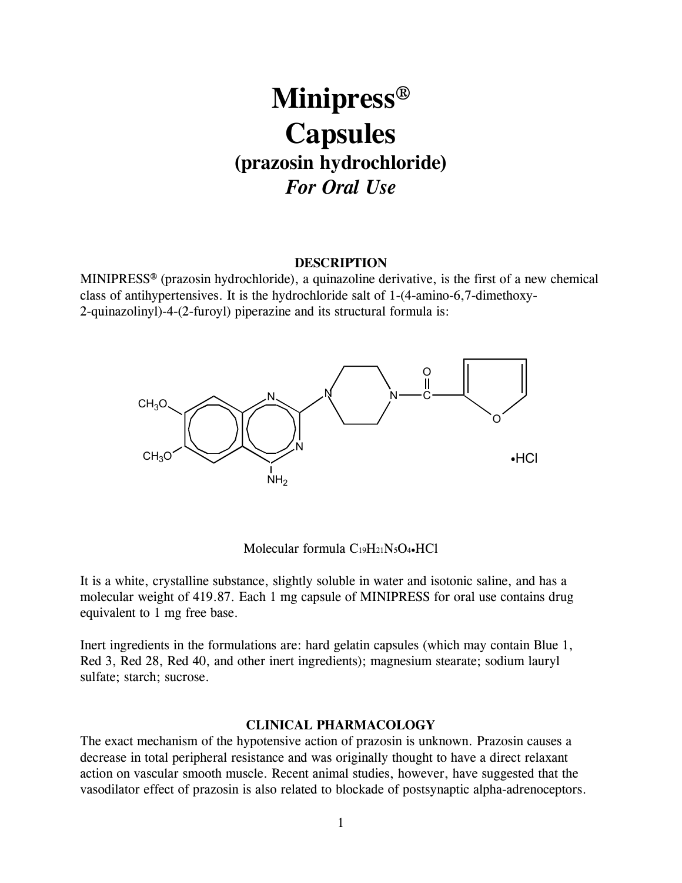# Minipress®
# Capsules
## (prazosin hydrochloride)
### *For Oral Use*

**DESCRIPTION**

MINIPRESS® (prazosin hydrochloride), a quinazoline derivative, is the first of a new chemical class of antihypertensives. It is the hydrochloride salt of 1-(4-amino-6,7-dimethoxy-2-quinazolinyl)-4-(2-furoyl) piperazine and its structural formula is:

Molecular formula $C_{19}H_{21}N_5O_4{\bullet}HCl$

It is a white, crystalline substance, slightly soluble in water and isotonic saline, and has a molecular weight of 419.87. Each 1 mg capsule of MINIPRESS for oral use contains drug equivalent to 1 mg free base.

Inert ingredients in the formulations are: hard gelatin capsules (which may contain Blue 1, Red 3, Red 28, Red 40, and other inert ingredients); magnesium stearate; sodium lauryl sulfate; starch; sucrose.

**CLINICAL PHARMACOLOGY**

The exact mechanism of the hypotensive action of prazosin is unknown. Prazosin causes a decrease in total peripheral resistance and was originally thought to have a direct relaxant action on vascular smooth muscle. Recent animal studies, however, have suggested that the vasodilator effect of prazosin is also related to blockade of postsynaptic alpha-adrenoceptors.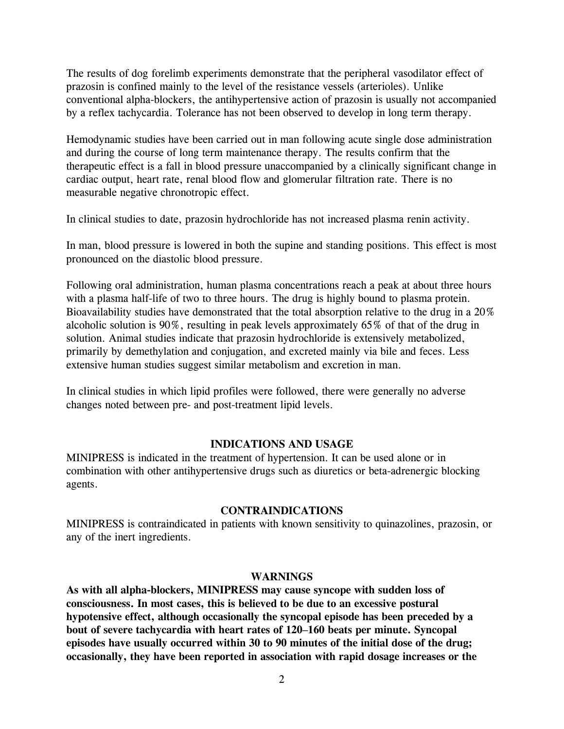The results of dog forelimb experiments demonstrate that the peripheral vasodilator effect of prazosin is confined mainly to the level of the resistance vessels (arterioles). Unlike conventional alpha-blockers, the antihypertensive action of prazosin is usually not accompanied by a reflex tachycardia. Tolerance has not been observed to develop in long term therapy.

Hemodynamic studies have been carried out in man following acute single dose administration and during the course of long term maintenance therapy. The results confirm that the therapeutic effect is a fall in blood pressure unaccompanied by a clinically significant change in cardiac output, heart rate, renal blood flow and glomerular filtration rate. There is no measurable negative chronotropic effect.

In clinical studies to date, prazosin hydrochloride has not increased plasma renin activity.

In man, blood pressure is lowered in both the supine and standing positions. This effect is most pronounced on the diastolic blood pressure.

Following oral administration, human plasma concentrations reach a peak at about three hours with a plasma half-life of two to three hours. The drug is highly bound to plasma protein. Bioavailability studies have demonstrated that the total absorption relative to the drug in a 20% alcoholic solution is 90%, resulting in peak levels approximately 65% of that of the drug in solution. Animal studies indicate that prazosin hydrochloride is extensively metabolized, primarily by demethylation and conjugation, and excreted mainly via bile and feces. Less extensive human studies suggest similar metabolism and excretion in man.

In clinical studies in which lipid profiles were followed, there were generally no adverse changes noted between pre- and post-treatment lipid levels.

## INDICATIONS AND USAGE

MINIPRESS is indicated in the treatment of hypertension. It can be used alone or in combination with other antihypertensive drugs such as diuretics or beta-adrenergic blocking agents.

## CONTRAINDICATIONS

MINIPRESS is contraindicated in patients with known sensitivity to quinazolines, prazosin, or any of the inert ingredients.

## WARNINGS

**As with all alpha-blockers, MINIPRESS may cause syncope with sudden loss of consciousness. In most cases, this is believed to be due to an excessive postural hypotensive effect, although occasionally the syncopal episode has been preceded by a bout of severe tachycardia with heart rates of 120–160 beats per minute. Syncopal episodes have usually occurred within 30 to 90 minutes of the initial dose of the drug; occasionally, they have been reported in association with rapid dosage increases or the**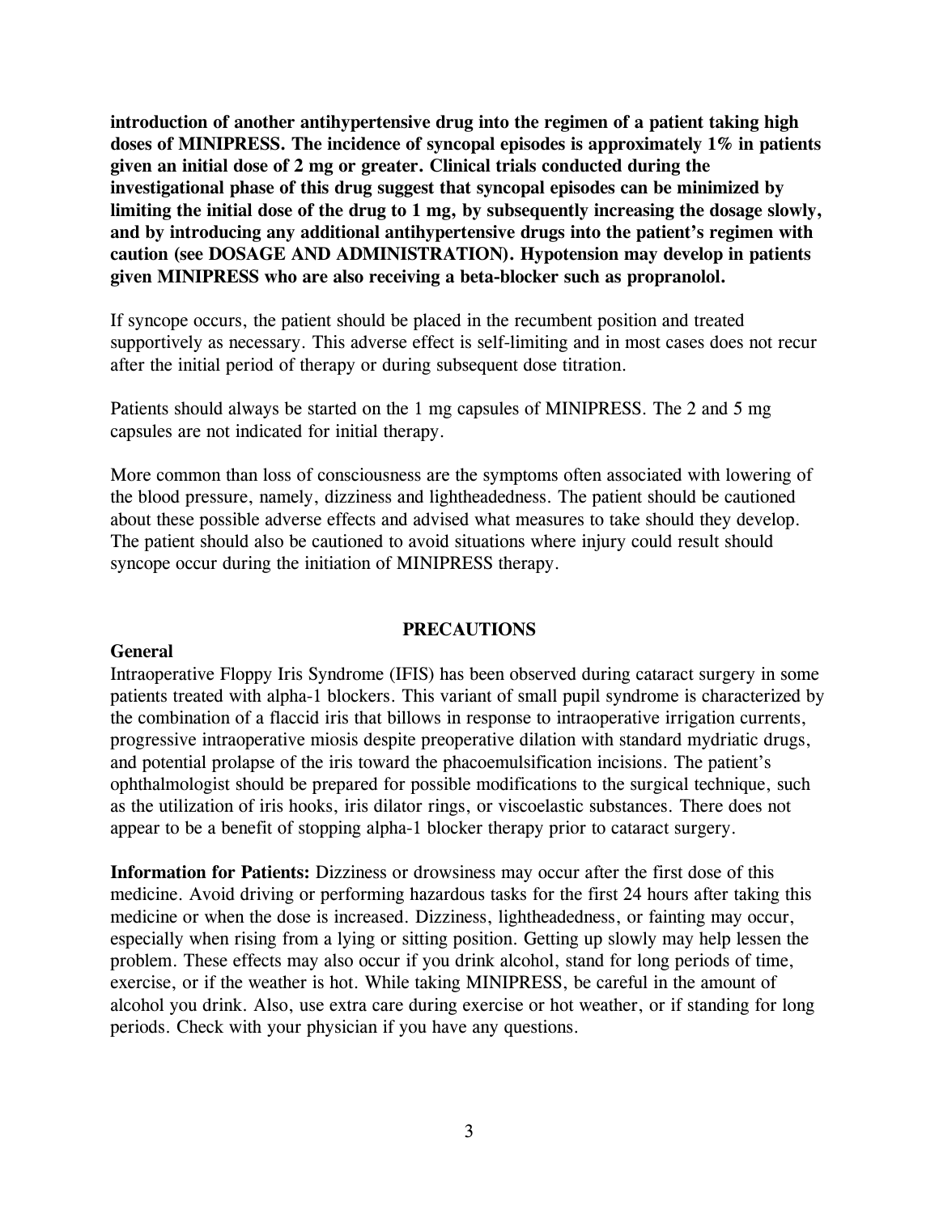**introduction of another antihypertensive drug into the regimen of a patient taking high doses of MINIPRESS. The incidence of syncopal episodes is approximately 1% in patients given an initial dose of 2 mg or greater. Clinical trials conducted during the investigational phase of this drug suggest that syncopal episodes can be minimized by limiting the initial dose of the drug to 1 mg, by subsequently increasing the dosage slowly, and by introducing any additional antihypertensive drugs into the patient's regimen with caution (see DOSAGE AND ADMINISTRATION). Hypotension may develop in patients given MINIPRESS who are also receiving a beta-blocker such as propranolol.**

If syncope occurs, the patient should be placed in the recumbent position and treated supportively as necessary. This adverse effect is self-limiting and in most cases does not recur after the initial period of therapy or during subsequent dose titration.

Patients should always be started on the 1 mg capsules of MINIPRESS. The 2 and 5 mg capsules are not indicated for initial therapy.

More common than loss of consciousness are the symptoms often associated with lowering of the blood pressure, namely, dizziness and lightheadedness. The patient should be cautioned about these possible adverse effects and advised what measures to take should they develop. The patient should also be cautioned to avoid situations where injury could result should syncope occur during the initiation of MINIPRESS therapy.

## PRECAUTIONS

**General**

Intraoperative Floppy Iris Syndrome (IFIS) has been observed during cataract surgery in some patients treated with alpha-1 blockers. This variant of small pupil syndrome is characterized by the combination of a flaccid iris that billows in response to intraoperative irrigation currents, progressive intraoperative miosis despite preoperative dilation with standard mydriatic drugs, and potential prolapse of the iris toward the phacoemulsification incisions. The patient's ophthalmologist should be prepared for possible modifications to the surgical technique, such as the utilization of iris hooks, iris dilator rings, or viscoelastic substances. There does not appear to be a benefit of stopping alpha-1 blocker therapy prior to cataract surgery.

**Information for Patients:** Dizziness or drowsiness may occur after the first dose of this medicine. Avoid driving or performing hazardous tasks for the first 24 hours after taking this medicine or when the dose is increased. Dizziness, lightheadedness, or fainting may occur, especially when rising from a lying or sitting position. Getting up slowly may help lessen the problem. These effects may also occur if you drink alcohol, stand for long periods of time, exercise, or if the weather is hot. While taking MINIPRESS, be careful in the amount of alcohol you drink. Also, use extra care during exercise or hot weather, or if standing for long periods. Check with your physician if you have any questions.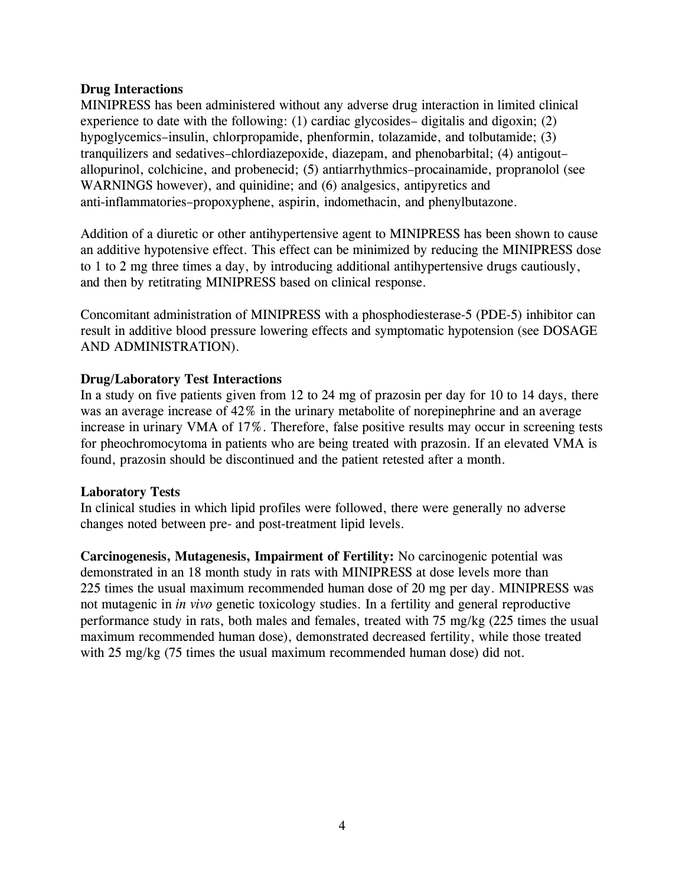**Drug Interactions**

MINIPRESS has been administered without any adverse drug interaction in limited clinical experience to date with the following: (1) cardiac glycosides– digitalis and digoxin; (2) hypoglycemics–insulin, chlorpropamide, phenformin, tolazamide, and tolbutamide; (3) tranquilizers and sedatives–chlordiazepoxide, diazepam, and phenobarbital; (4) antigout–allopurinol, colchicine, and probenecid; (5) antiarrhythmics–procainamide, propranolol (see WARNINGS however), and quinidine; and (6) analgesics, antipyretics and anti-inflammatories–propoxyphene, aspirin, indomethacin, and phenylbutazone.

Addition of a diuretic or other antihypertensive agent to MINIPRESS has been shown to cause an additive hypotensive effect. This effect can be minimized by reducing the MINIPRESS dose to 1 to 2 mg three times a day, by introducing additional antihypertensive drugs cautiously, and then by retitrating MINIPRESS based on clinical response.

Concomitant administration of MINIPRESS with a phosphodiesterase-5 (PDE-5) inhibitor can result in additive blood pressure lowering effects and symptomatic hypotension (see DOSAGE AND ADMINISTRATION).

**Drug/Laboratory Test Interactions**

In a study on five patients given from 12 to 24 mg of prazosin per day for 10 to 14 days, there was an average increase of 42% in the urinary metabolite of norepinephrine and an average increase in urinary VMA of 17%. Therefore, false positive results may occur in screening tests for pheochromocytoma in patients who are being treated with prazosin. If an elevated VMA is found, prazosin should be discontinued and the patient retested after a month.

**Laboratory Tests**

In clinical studies in which lipid profiles were followed, there were generally no adverse changes noted between pre- and post-treatment lipid levels.

**Carcinogenesis, Mutagenesis, Impairment of Fertility:** No carcinogenic potential was demonstrated in an 18 month study in rats with MINIPRESS at dose levels more than 225 times the usual maximum recommended human dose of 20 mg per day. MINIPRESS was not mutagenic in *in vivo* genetic toxicology studies. In a fertility and general reproductive performance study in rats, both males and females, treated with 75 mg/kg (225 times the usual maximum recommended human dose), demonstrated decreased fertility, while those treated with 25 mg/kg (75 times the usual maximum recommended human dose) did not.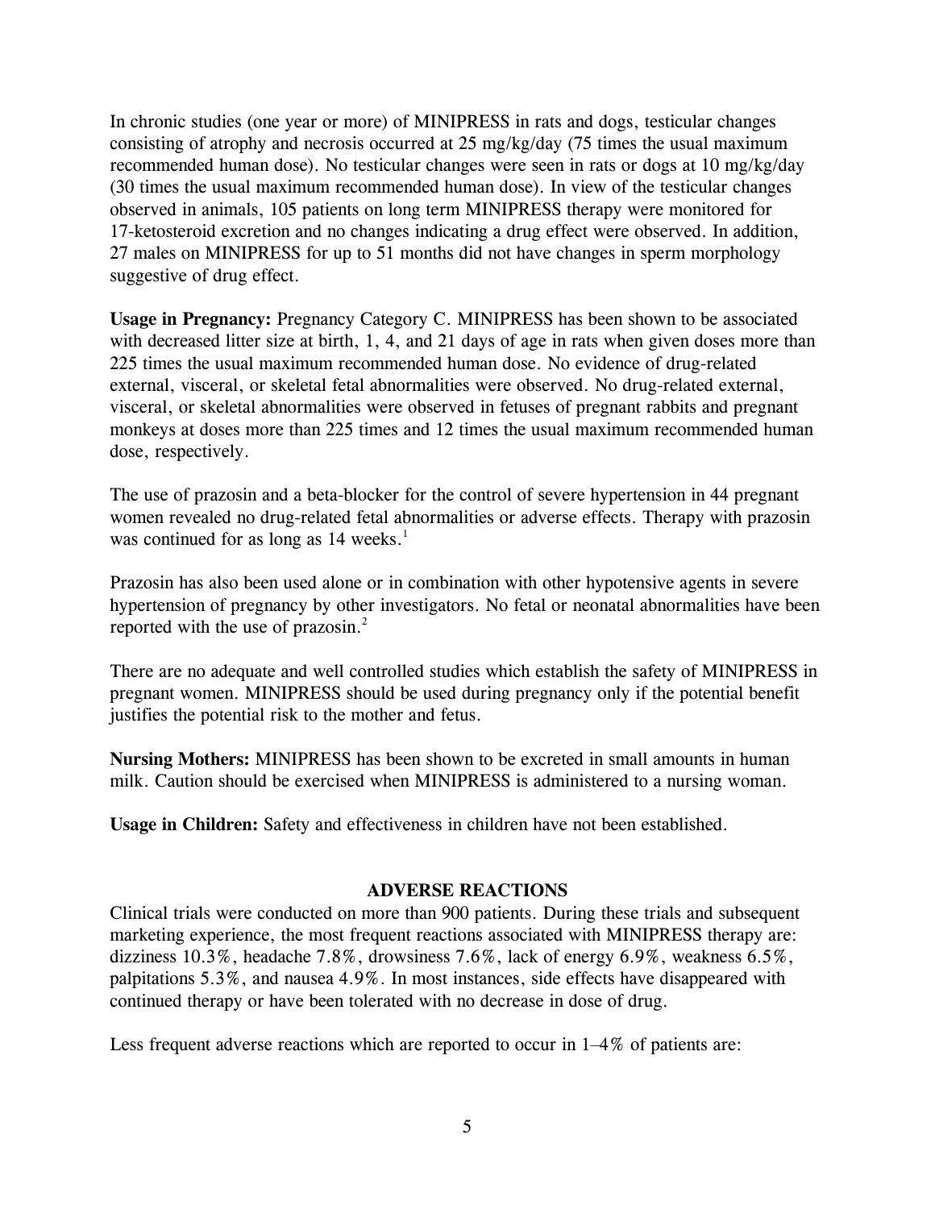In chronic studies (one year or more) of MINIPRESS in rats and dogs, testicular changes consisting of atrophy and necrosis occurred at 25 mg/kg/day (75 times the usual maximum recommended human dose). No testicular changes were seen in rats or dogs at 10 mg/kg/day (30 times the usual maximum recommended human dose). In view of the testicular changes observed in animals, 105 patients on long term MINIPRESS therapy were monitored for 17-ketosteroid excretion and no changes indicating a drug effect were observed. In addition, 27 males on MINIPRESS for up to 51 months did not have changes in sperm morphology suggestive of drug effect.

**Usage in Pregnancy:** Pregnancy Category C. MINIPRESS has been shown to be associated with decreased litter size at birth, 1, 4, and 21 days of age in rats when given doses more than 225 times the usual maximum recommended human dose. No evidence of drug-related external, visceral, or skeletal fetal abnormalities were observed. No drug-related external, visceral, or skeletal abnormalities were observed in fetuses of pregnant rabbits and pregnant monkeys at doses more than 225 times and 12 times the usual maximum recommended human dose, respectively.

The use of prazosin and a beta-blocker for the control of severe hypertension in 44 pregnant women revealed no drug-related fetal abnormalities or adverse effects. Therapy with prazosin was continued for as long as 14 weeks.[1]

Prazosin has also been used alone or in combination with other hypotensive agents in severe hypertension of pregnancy by other investigators. No fetal or neonatal abnormalities have been reported with the use of prazosin.[2]

There are no adequate and well controlled studies which establish the safety of MINIPRESS in pregnant women. MINIPRESS should be used during pregnancy only if the potential benefit justifies the potential risk to the mother and fetus.

**Nursing Mothers:** MINIPRESS has been shown to be excreted in small amounts in human milk. Caution should be exercised when MINIPRESS is administered to a nursing woman.

**Usage in Children:** Safety and effectiveness in children have not been established.

## ADVERSE REACTIONS

Clinical trials were conducted on more than 900 patients. During these trials and subsequent marketing experience, the most frequent reactions associated with MINIPRESS therapy are: dizziness 10.3%, headache 7.8%, drowsiness 7.6%, lack of energy 6.9%, weakness 6.5%, palpitations 5.3%, and nausea 4.9%. In most instances, side effects have disappeared with continued therapy or have been tolerated with no decrease in dose of drug.

Less frequent adverse reactions which are reported to occur in 1–4% of patients are: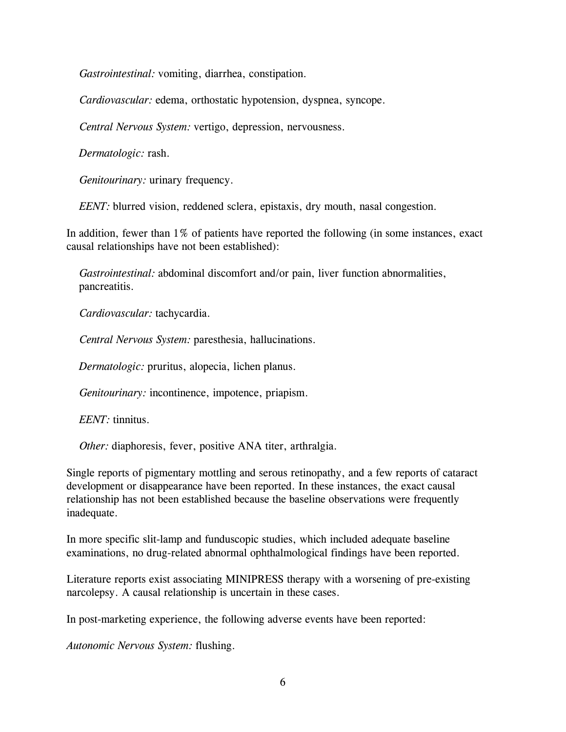*Gastrointestinal:* vomiting, diarrhea, constipation.

*Cardiovascular:* edema, orthostatic hypotension, dyspnea, syncope.

*Central Nervous System:* vertigo, depression, nervousness.

*Dermatologic:* rash.

*Genitourinary:* urinary frequency.

*EENT:* blurred vision, reddened sclera, epistaxis, dry mouth, nasal congestion.

In addition, fewer than 1% of patients have reported the following (in some instances, exact causal relationships have not been established):

*Gastrointestinal:* abdominal discomfort and/or pain, liver function abnormalities, pancreatitis.

*Cardiovascular:* tachycardia.

*Central Nervous System:* paresthesia, hallucinations.

*Dermatologic:* pruritus, alopecia, lichen planus.

*Genitourinary:* incontinence, impotence, priapism.

*EENT:* tinnitus.

*Other:* diaphoresis, fever, positive ANA titer, arthralgia.

Single reports of pigmentary mottling and serous retinopathy, and a few reports of cataract development or disappearance have been reported. In these instances, the exact causal relationship has not been established because the baseline observations were frequently inadequate.

In more specific slit-lamp and funduscopic studies, which included adequate baseline examinations, no drug-related abnormal ophthalmological findings have been reported.

Literature reports exist associating MINIPRESS therapy with a worsening of pre-existing narcolepsy. A causal relationship is uncertain in these cases.

In post-marketing experience, the following adverse events have been reported:

*Autonomic Nervous System:* flushing.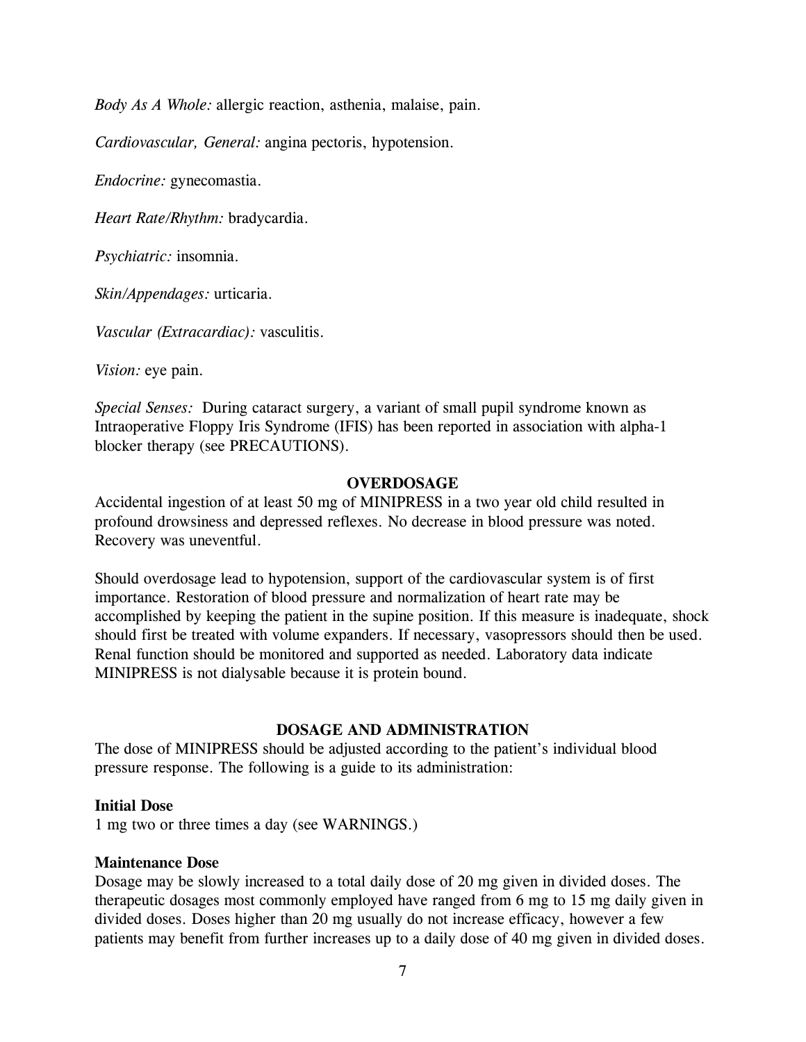*Body As A Whole:* allergic reaction, asthenia, malaise, pain.

*Cardiovascular, General:* angina pectoris, hypotension.

*Endocrine:* gynecomastia.

*Heart Rate/Rhythm:* bradycardia.

*Psychiatric:* insomnia.

*Skin/Appendages:* urticaria.

*Vascular (Extracardiac):* vasculitis.

*Vision:* eye pain.

*Special Senses:* During cataract surgery, a variant of small pupil syndrome known as Intraoperative Floppy Iris Syndrome (IFIS) has been reported in association with alpha-1 blocker therapy (see PRECAUTIONS).

## OVERDOSAGE

Accidental ingestion of at least 50 mg of MINIPRESS in a two year old child resulted in profound drowsiness and depressed reflexes. No decrease in blood pressure was noted. Recovery was uneventful.

Should overdosage lead to hypotension, support of the cardiovascular system is of first importance. Restoration of blood pressure and normalization of heart rate may be accomplished by keeping the patient in the supine position. If this measure is inadequate, shock should first be treated with volume expanders. If necessary, vasopressors should then be used. Renal function should be monitored and supported as needed. Laboratory data indicate MINIPRESS is not dialysable because it is protein bound.

## DOSAGE AND ADMINISTRATION

The dose of MINIPRESS should be adjusted according to the patient's individual blood pressure response. The following is a guide to its administration:

**Initial Dose**

1 mg two or three times a day (see WARNINGS.)

**Maintenance Dose**

Dosage may be slowly increased to a total daily dose of 20 mg given in divided doses. The therapeutic dosages most commonly employed have ranged from 6 mg to 15 mg daily given in divided doses. Doses higher than 20 mg usually do not increase efficacy, however a few patients may benefit from further increases up to a daily dose of 40 mg given in divided doses.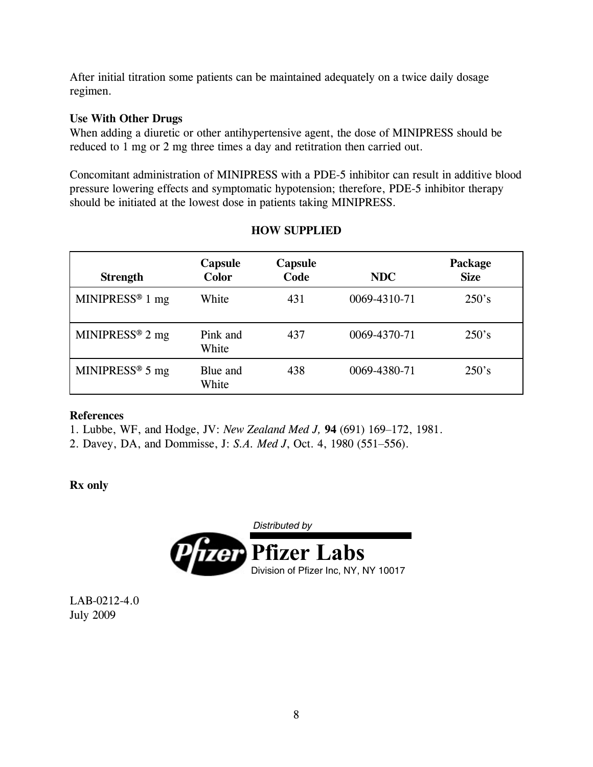After initial titration some patients can be maintained adequately on a twice daily dosage regimen.

**Use With Other Drugs**

When adding a diuretic or other antihypertensive agent, the dose of MINIPRESS should be reduced to 1 mg or 2 mg three times a day and retitration then carried out.

Concomitant administration of MINIPRESS with a PDE-5 inhibitor can result in additive blood pressure lowering effects and symptomatic hypotension; therefore, PDE-5 inhibitor therapy should be initiated at the lowest dose in patients taking MINIPRESS.

## HOW SUPPLIED

| Strength | Capsule Color | Capsule Code | NDC | Package Size |
|---|---|---|---|---|
| MINIPRESS® 1 mg | White | 431 | 0069-4310-71 | 250's |
| MINIPRESS® 2 mg | Pink and White | 437 | 0069-4370-71 | 250's |
| MINIPRESS® 5 mg | Blue and White | 438 | 0069-4380-71 | 250's |

**References**

1. Lubbe, WF, and Hodge, JV: *New Zealand Med J,* **94** (691) 169–172, 1981.
2. Davey, DA, and Dommisse, J: *S.A. Med J*, Oct. 4, 1980 (551–556).

**Rx only**

Distributed by

Pfizer Labs

Division of Pfizer Inc, NY, NY 10017

LAB-0212-4.0
July 2009